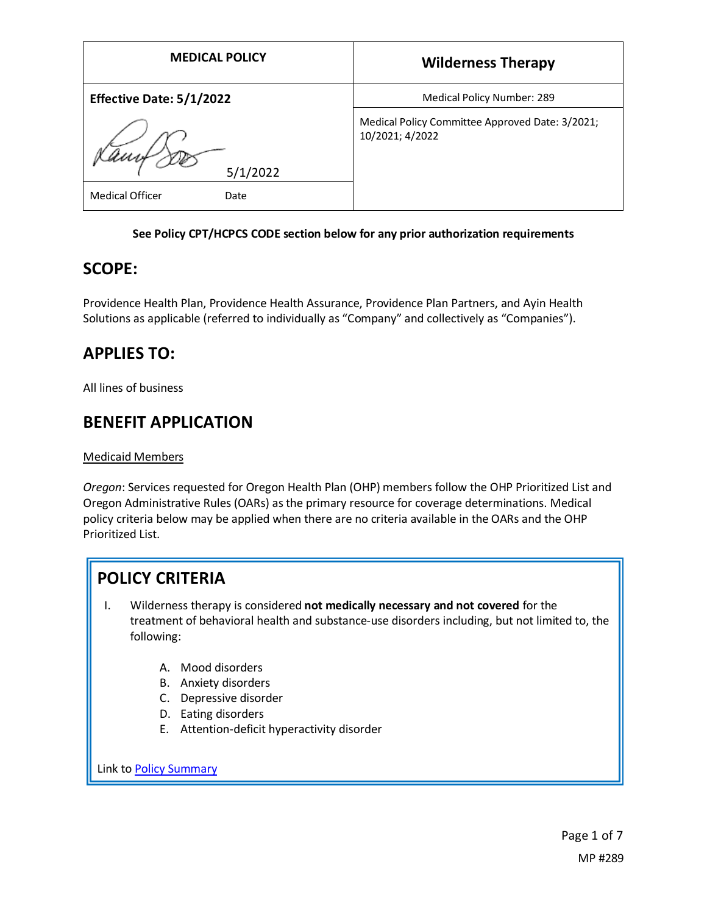| MEDICAL POLICY | Wilderness Therapy |
| --- | --- |
| **Effective Date: 5/1/2022** | Medical Policy Number: 289 |
| 5/1/2022 | Medical Policy Committee Approved Date: 3/2021; 10/2021; 4/2022 |
| Medical Officer Date | |

**See Policy CPT/HCPCS CODE section below for any prior authorization requirements**

## SCOPE:

Providence Health Plan, Providence Health Assurance, Providence Plan Partners, and Ayin Health Solutions as applicable (referred to individually as "Company" and collectively as "Companies").

## APPLIES TO:

All lines of business

## BENEFIT APPLICATION

Medicaid Members

*Oregon*: Services requested for Oregon Health Plan (OHP) members follow the OHP Prioritized List and Oregon Administrative Rules (OARs) as the primary resource for coverage determinations. Medical policy criteria below may be applied when there are no criteria available in the OARs and the OHP Prioritized List.

## POLICY CRITERIA

I. Wilderness therapy is considered **not medically necessary and not covered** for the treatment of behavioral health and substance-use disorders including, but not limited to, the following:

   A. Mood disorders
   B. Anxiety disorders
   C. Depressive disorder
   D. Eating disorders
   E. Attention-deficit hyperactivity disorder

Link to Policy Summary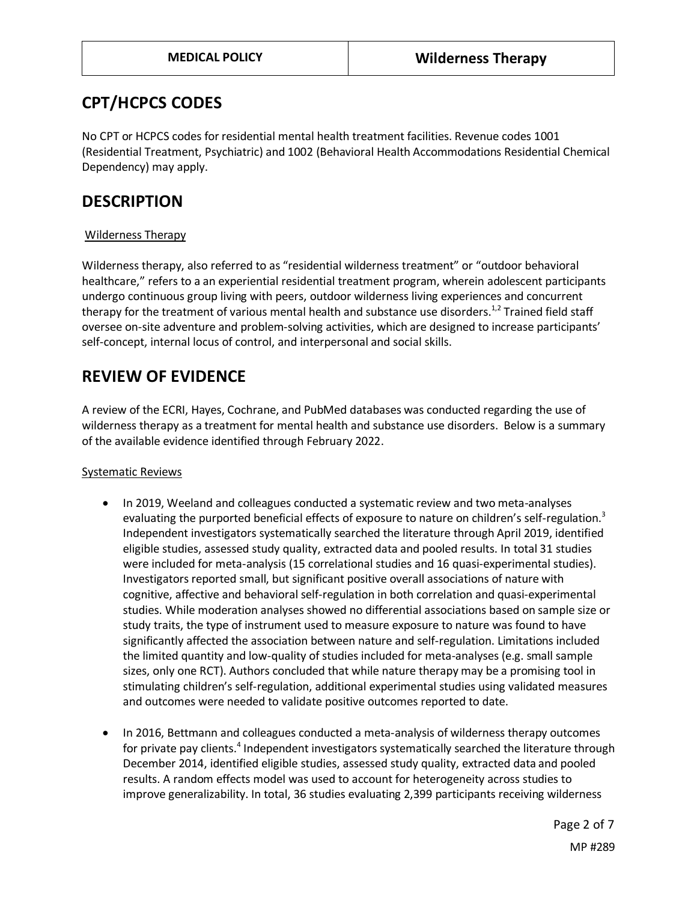## CPT/HCPCS CODES

No CPT or HCPCS codes for residential mental health treatment facilities. Revenue codes 1001 (Residential Treatment, Psychiatric) and 1002 (Behavioral Health Accommodations Residential Chemical Dependency) may apply.

## DESCRIPTION

Wilderness Therapy

Wilderness therapy, also referred to as "residential wilderness treatment" or "outdoor behavioral healthcare," refers to a an experiential residential treatment program, wherein adolescent participants undergo continuous group living with peers, outdoor wilderness living experiences and concurrent therapy for the treatment of various mental health and substance use disorders.[1,2] Trained field staff oversee on-site adventure and problem-solving activities, which are designed to increase participants' self-concept, internal locus of control, and interpersonal and social skills.

## REVIEW OF EVIDENCE

A review of the ECRI, Hayes, Cochrane, and PubMed databases was conducted regarding the use of wilderness therapy as a treatment for mental health and substance use disorders. Below is a summary of the available evidence identified through February 2022.

Systematic Reviews

- In 2019, Weeland and colleagues conducted a systematic review and two meta-analyses evaluating the purported beneficial effects of exposure to nature on children's self-regulation.[3] Independent investigators systematically searched the literature through April 2019, identified eligible studies, assessed study quality, extracted data and pooled results. In total 31 studies were included for meta-analysis (15 correlational studies and 16 quasi-experimental studies). Investigators reported small, but significant positive overall associations of nature with cognitive, affective and behavioral self-regulation in both correlation and quasi-experimental studies. While moderation analyses showed no differential associations based on sample size or study traits, the type of instrument used to measure exposure to nature was found to have significantly affected the association between nature and self-regulation. Limitations included the limited quantity and low-quality of studies included for meta-analyses (e.g. small sample sizes, only one RCT). Authors concluded that while nature therapy may be a promising tool in stimulating children's self-regulation, additional experimental studies using validated measures and outcomes were needed to validate positive outcomes reported to date.

- In 2016, Bettmann and colleagues conducted a meta-analysis of wilderness therapy outcomes for private pay clients.[4] Independent investigators systematically searched the literature through December 2014, identified eligible studies, assessed study quality, extracted data and pooled results. A random effects model was used to account for heterogeneity across studies to improve generalizability. In total, 36 studies evaluating 2,399 participants receiving wilderness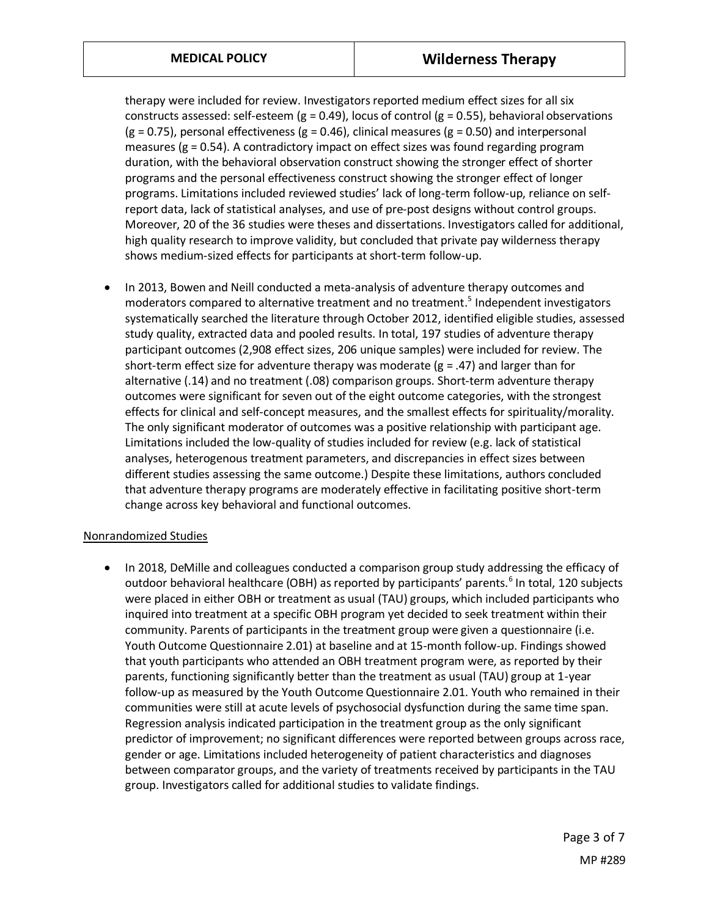therapy were included for review. Investigators reported medium effect sizes for all six constructs assessed: self-esteem ($g = 0.49$), locus of control ($g = 0.55$), behavioral observations ($g = 0.75$), personal effectiveness ($g = 0.46$), clinical measures ($g = 0.50$) and interpersonal measures ($g = 0.54$). A contradictory impact on effect sizes was found regarding program duration, with the behavioral observation construct showing the stronger effect of shorter programs and the personal effectiveness construct showing the stronger effect of longer programs. Limitations included reviewed studies' lack of long-term follow-up, reliance on self-report data, lack of statistical analyses, and use of pre-post designs without control groups. Moreover, 20 of the 36 studies were theses and dissertations. Investigators called for additional, high quality research to improve validity, but concluded that private pay wilderness therapy shows medium-sized effects for participants at short-term follow-up.

- In 2013, Bowen and Neill conducted a meta-analysis of adventure therapy outcomes and moderators compared to alternative treatment and no treatment.[5] Independent investigators systematically searched the literature through October 2012, identified eligible studies, assessed study quality, extracted data and pooled results. In total, 197 studies of adventure therapy participant outcomes (2,908 effect sizes, 206 unique samples) were included for review. The short-term effect size for adventure therapy was moderate ($g = .47$) and larger than for alternative (.14) and no treatment (.08) comparison groups. Short-term adventure therapy outcomes were significant for seven out of the eight outcome categories, with the strongest effects for clinical and self-concept measures, and the smallest effects for spirituality/morality. The only significant moderator of outcomes was a positive relationship with participant age. Limitations included the low-quality of studies included for review (e.g. lack of statistical analyses, heterogenous treatment parameters, and discrepancies in effect sizes between different studies assessing the same outcome.) Despite these limitations, authors concluded that adventure therapy programs are moderately effective in facilitating positive short-term change across key behavioral and functional outcomes.

Nonrandomized Studies

- In 2018, DeMille and colleagues conducted a comparison group study addressing the efficacy of outdoor behavioral healthcare (OBH) as reported by participants' parents.[6] In total, 120 subjects were placed in either OBH or treatment as usual (TAU) groups, which included participants who inquired into treatment at a specific OBH program yet decided to seek treatment within their community. Parents of participants in the treatment group were given a questionnaire (i.e. Youth Outcome Questionnaire 2.01) at baseline and at 15-month follow-up. Findings showed that youth participants who attended an OBH treatment program were, as reported by their parents, functioning significantly better than the treatment as usual (TAU) group at 1-year follow-up as measured by the Youth Outcome Questionnaire 2.01. Youth who remained in their communities were still at acute levels of psychosocial dysfunction during the same time span. Regression analysis indicated participation in the treatment group as the only significant predictor of improvement; no significant differences were reported between groups across race, gender or age. Limitations included heterogeneity of patient characteristics and diagnoses between comparator groups, and the variety of treatments received by participants in the TAU group. Investigators called for additional studies to validate findings.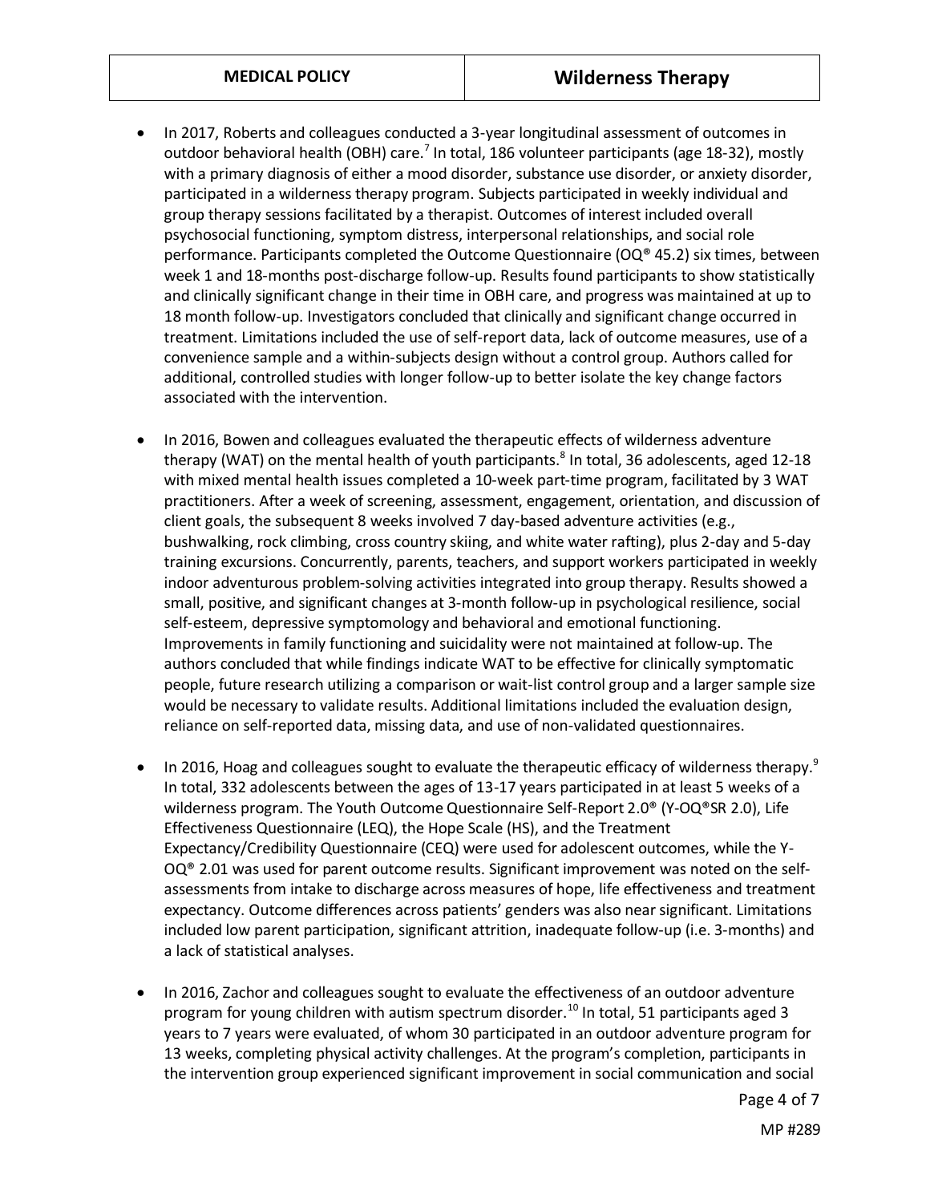- In 2017, Roberts and colleagues conducted a 3-year longitudinal assessment of outcomes in outdoor behavioral health (OBH) care.[7] In total, 186 volunteer participants (age 18-32), mostly with a primary diagnosis of either a mood disorder, substance use disorder, or anxiety disorder, participated in a wilderness therapy program. Subjects participated in weekly individual and group therapy sessions facilitated by a therapist. Outcomes of interest included overall psychosocial functioning, symptom distress, interpersonal relationships, and social role performance. Participants completed the Outcome Questionnaire (OQ® 45.2) six times, between week 1 and 18-months post-discharge follow-up. Results found participants to show statistically and clinically significant change in their time in OBH care, and progress was maintained at up to 18 month follow-up. Investigators concluded that clinically and significant change occurred in treatment. Limitations included the use of self-report data, lack of outcome measures, use of a convenience sample and a within-subjects design without a control group. Authors called for additional, controlled studies with longer follow-up to better isolate the key change factors associated with the intervention.

- In 2016, Bowen and colleagues evaluated the therapeutic effects of wilderness adventure therapy (WAT) on the mental health of youth participants.[8] In total, 36 adolescents, aged 12-18 with mixed mental health issues completed a 10-week part-time program, facilitated by 3 WAT practitioners. After a week of screening, assessment, engagement, orientation, and discussion of client goals, the subsequent 8 weeks involved 7 day-based adventure activities (e.g., bushwalking, rock climbing, cross country skiing, and white water rafting), plus 2-day and 5-day training excursions. Concurrently, parents, teachers, and support workers participated in weekly indoor adventurous problem-solving activities integrated into group therapy. Results showed a small, positive, and significant changes at 3-month follow-up in psychological resilience, social self-esteem, depressive symptomology and behavioral and emotional functioning. Improvements in family functioning and suicidality were not maintained at follow-up. The authors concluded that while findings indicate WAT to be effective for clinically symptomatic people, future research utilizing a comparison or wait-list control group and a larger sample size would be necessary to validate results. Additional limitations included the evaluation design, reliance on self-reported data, missing data, and use of non-validated questionnaires.

- In 2016, Hoag and colleagues sought to evaluate the therapeutic efficacy of wilderness therapy.[9] In total, 332 adolescents between the ages of 13-17 years participated in at least 5 weeks of a wilderness program. The Youth Outcome Questionnaire Self-Report 2.0® (Y-OQ®SR 2.0), Life Effectiveness Questionnaire (LEQ), the Hope Scale (HS), and the Treatment Expectancy/Credibility Questionnaire (CEQ) were used for adolescent outcomes, while the Y-OQ® 2.01 was used for parent outcome results. Significant improvement was noted on the self-assessments from intake to discharge across measures of hope, life effectiveness and treatment expectancy. Outcome differences across patients' genders was also near significant. Limitations included low parent participation, significant attrition, inadequate follow-up (i.e. 3-months) and a lack of statistical analyses.

- In 2016, Zachor and colleagues sought to evaluate the effectiveness of an outdoor adventure program for young children with autism spectrum disorder.[10] In total, 51 participants aged 3 years to 7 years were evaluated, of whom 30 participated in an outdoor adventure program for 13 weeks, completing physical activity challenges. At the program's completion, participants in the intervention group experienced significant improvement in social communication and social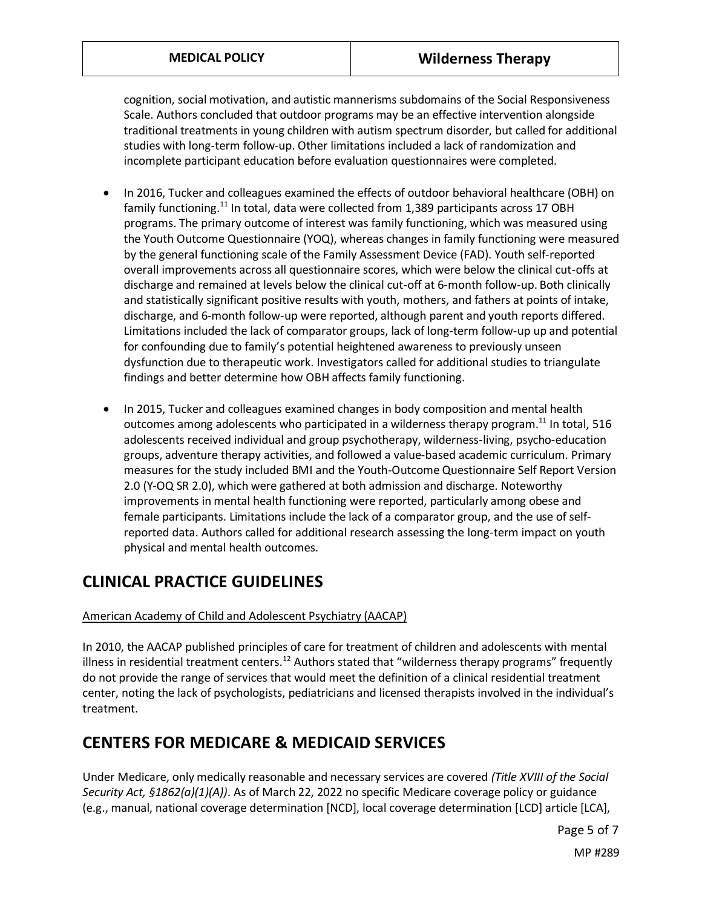cognition, social motivation, and autistic mannerisms subdomains of the Social Responsiveness Scale. Authors concluded that outdoor programs may be an effective intervention alongside traditional treatments in young children with autism spectrum disorder, but called for additional studies with long-term follow-up. Other limitations included a lack of randomization and incomplete participant education before evaluation questionnaires were completed.

- In 2016, Tucker and colleagues examined the effects of outdoor behavioral healthcare (OBH) on family functioning.[11] In total, data were collected from 1,389 participants across 17 OBH programs. The primary outcome of interest was family functioning, which was measured using the Youth Outcome Questionnaire (YOQ), whereas changes in family functioning were measured by the general functioning scale of the Family Assessment Device (FAD). Youth self-reported overall improvements across all questionnaire scores, which were below the clinical cut-offs at discharge and remained at levels below the clinical cut-off at 6-month follow-up. Both clinically and statistically significant positive results with youth, mothers, and fathers at points of intake, discharge, and 6-month follow-up were reported, although parent and youth reports differed. Limitations included the lack of comparator groups, lack of long-term follow-up up and potential for confounding due to family's potential heightened awareness to previously unseen dysfunction due to therapeutic work. Investigators called for additional studies to triangulate findings and better determine how OBH affects family functioning.

- In 2015, Tucker and colleagues examined changes in body composition and mental health outcomes among adolescents who participated in a wilderness therapy program.[11] In total, 516 adolescents received individual and group psychotherapy, wilderness-living, psycho-education groups, adventure therapy activities, and followed a value-based academic curriculum. Primary measures for the study included BMI and the Youth-Outcome Questionnaire Self Report Version 2.0 (Y-OQ SR 2.0), which were gathered at both admission and discharge. Noteworthy improvements in mental health functioning were reported, particularly among obese and female participants. Limitations include the lack of a comparator group, and the use of self-reported data. Authors called for additional research assessing the long-term impact on youth physical and mental health outcomes.

## CLINICAL PRACTICE GUIDELINES

American Academy of Child and Adolescent Psychiatry (AACAP)

In 2010, the AACAP published principles of care for treatment of children and adolescents with mental illness in residential treatment centers.[12] Authors stated that "wilderness therapy programs" frequently do not provide the range of services that would meet the definition of a clinical residential treatment center, noting the lack of psychologists, pediatricians and licensed therapists involved in the individual's treatment.

## CENTERS FOR MEDICARE & MEDICAID SERVICES

Under Medicare, only medically reasonable and necessary services are covered *(Title XVIII of the Social Security Act, §1862(a)(1)(A))*. As of March 22, 2022 no specific Medicare coverage policy or guidance (e.g., manual, national coverage determination [NCD], local coverage determination [LCD] article [LCA],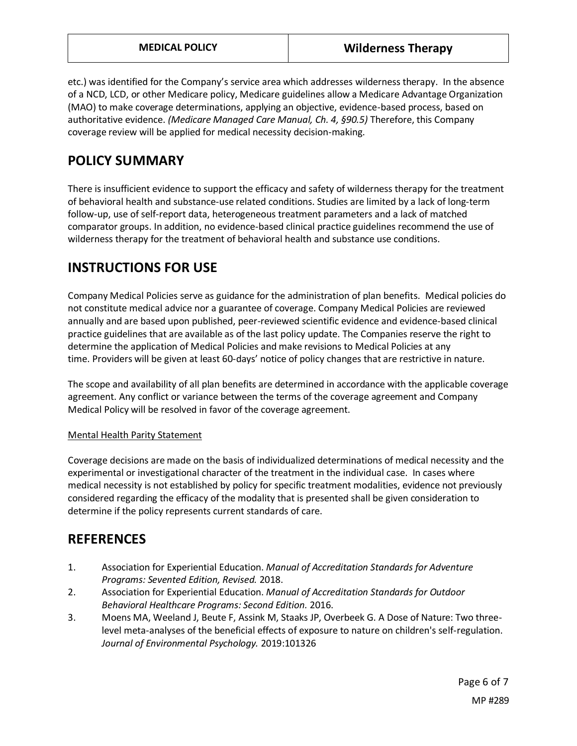etc.) was identified for the Company's service area which addresses wilderness therapy. In the absence of a NCD, LCD, or other Medicare policy, Medicare guidelines allow a Medicare Advantage Organization (MAO) to make coverage determinations, applying an objective, evidence-based process, based on authoritative evidence. *(Medicare Managed Care Manual, Ch. 4, §90.5)* Therefore, this Company coverage review will be applied for medical necessity decision-making.

# POLICY SUMMARY

There is insufficient evidence to support the efficacy and safety of wilderness therapy for the treatment of behavioral health and substance-use related conditions. Studies are limited by a lack of long-term follow-up, use of self-report data, heterogeneous treatment parameters and a lack of matched comparator groups. In addition, no evidence-based clinical practice guidelines recommend the use of wilderness therapy for the treatment of behavioral health and substance use conditions.

# INSTRUCTIONS FOR USE

Company Medical Policies serve as guidance for the administration of plan benefits. Medical policies do not constitute medical advice nor a guarantee of coverage. Company Medical Policies are reviewed annually and are based upon published, peer-reviewed scientific evidence and evidence-based clinical practice guidelines that are available as of the last policy update. The Companies reserve the right to determine the application of Medical Policies and make revisions to Medical Policies at any time. Providers will be given at least 60-days' notice of policy changes that are restrictive in nature.

The scope and availability of all plan benefits are determined in accordance with the applicable coverage agreement. Any conflict or variance between the terms of the coverage agreement and Company Medical Policy will be resolved in favor of the coverage agreement.

<u>Mental Health Parity Statement</u>

Coverage decisions are made on the basis of individualized determinations of medical necessity and the experimental or investigational character of the treatment in the individual case. In cases where medical necessity is not established by policy for specific treatment modalities, evidence not previously considered regarding the efficacy of the modality that is presented shall be given consideration to determine if the policy represents current standards of care.

# REFERENCES

1. Association for Experiential Education. *Manual of Accreditation Standards for Adventure Programs: Sevented Edition, Revised.* 2018.
2. Association for Experiential Education. *Manual of Accreditation Standards for Outdoor Behavioral Healthcare Programs: Second Edition.* 2016.
3. Moens MA, Weeland J, Beute F, Assink M, Staaks JP, Overbeek G. A Dose of Nature: Two three-level meta-analyses of the beneficial effects of exposure to nature on children's self-regulation. *Journal of Environmental Psychology.* 2019:101326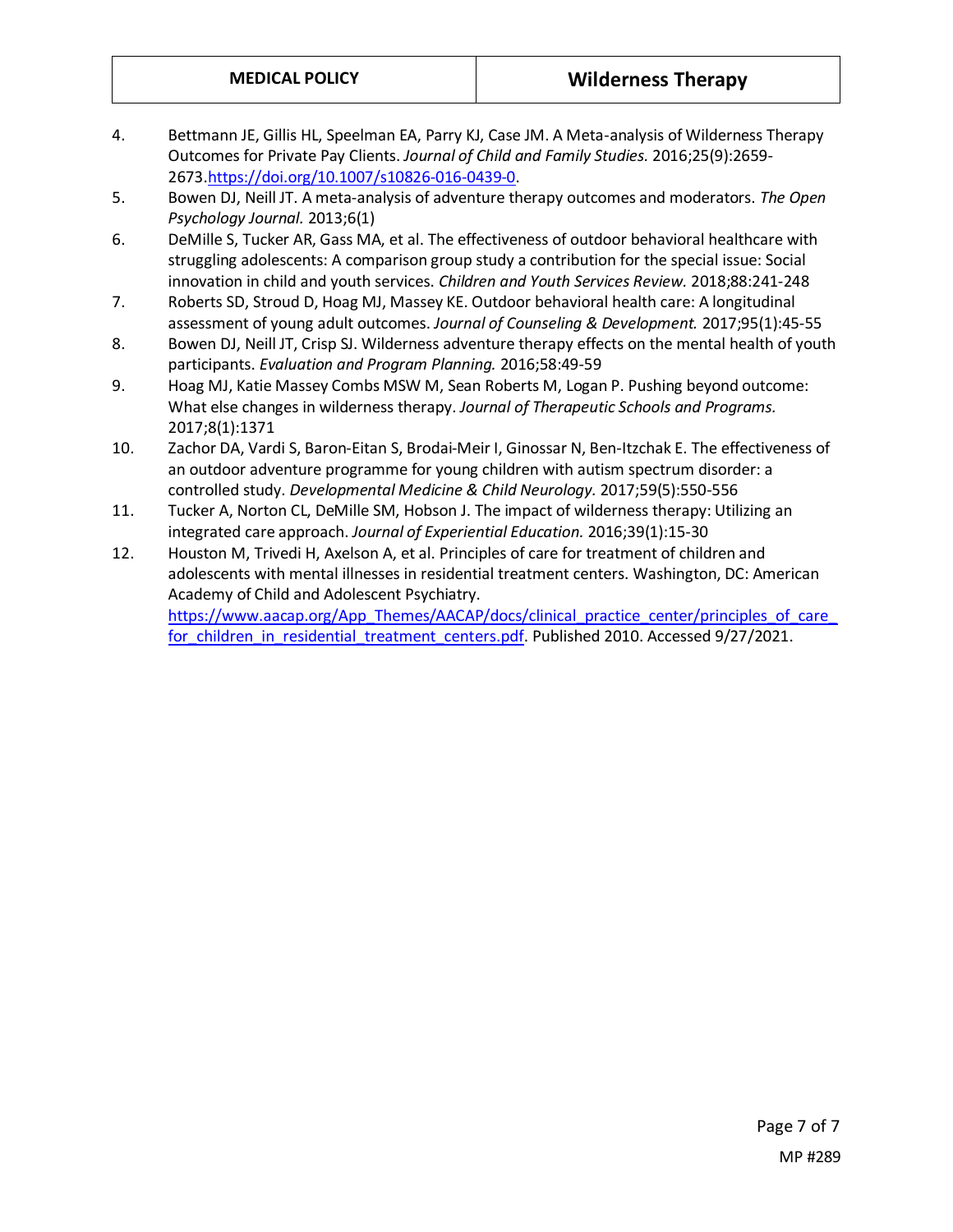4. Bettmann JE, Gillis HL, Speelman EA, Parry KJ, Case JM. A Meta-analysis of Wilderness Therapy Outcomes for Private Pay Clients. *Journal of Child and Family Studies.* 2016;25(9):2659-2673.https://doi.org/10.1007/s10826-016-0439-0.
5. Bowen DJ, Neill JT. A meta-analysis of adventure therapy outcomes and moderators. *The Open Psychology Journal.* 2013;6(1)
6. DeMille S, Tucker AR, Gass MA, et al. The effectiveness of outdoor behavioral healthcare with struggling adolescents: A comparison group study a contribution for the special issue: Social innovation in child and youth services. *Children and Youth Services Review.* 2018;88:241-248
7. Roberts SD, Stroud D, Hoag MJ, Massey KE. Outdoor behavioral health care: A longitudinal assessment of young adult outcomes. *Journal of Counseling & Development.* 2017;95(1):45-55
8. Bowen DJ, Neill JT, Crisp SJ. Wilderness adventure therapy effects on the mental health of youth participants. *Evaluation and Program Planning.* 2016;58:49-59
9. Hoag MJ, Katie Massey Combs MSW M, Sean Roberts M, Logan P. Pushing beyond outcome: What else changes in wilderness therapy. *Journal of Therapeutic Schools and Programs.* 2017;8(1):1371
10. Zachor DA, Vardi S, Baron-Eitan S, Brodai-Meir I, Ginossar N, Ben-Itzchak E. The effectiveness of an outdoor adventure programme for young children with autism spectrum disorder: a controlled study. *Developmental Medicine & Child Neurology.* 2017;59(5):550-556
11. Tucker A, Norton CL, DeMille SM, Hobson J. The impact of wilderness therapy: Utilizing an integrated care approach. *Journal of Experiential Education.* 2016;39(1):15-30
12. Houston M, Trivedi H, Axelson A, et al. Principles of care for treatment of children and adolescents with mental illnesses in residential treatment centers. Washington, DC: American Academy of Child and Adolescent Psychiatry. https://www.aacap.org/App_Themes/AACAP/docs/clinical_practice_center/principles_of_care_for_children_in_residential_treatment_centers.pdf. Published 2010. Accessed 9/27/2021.